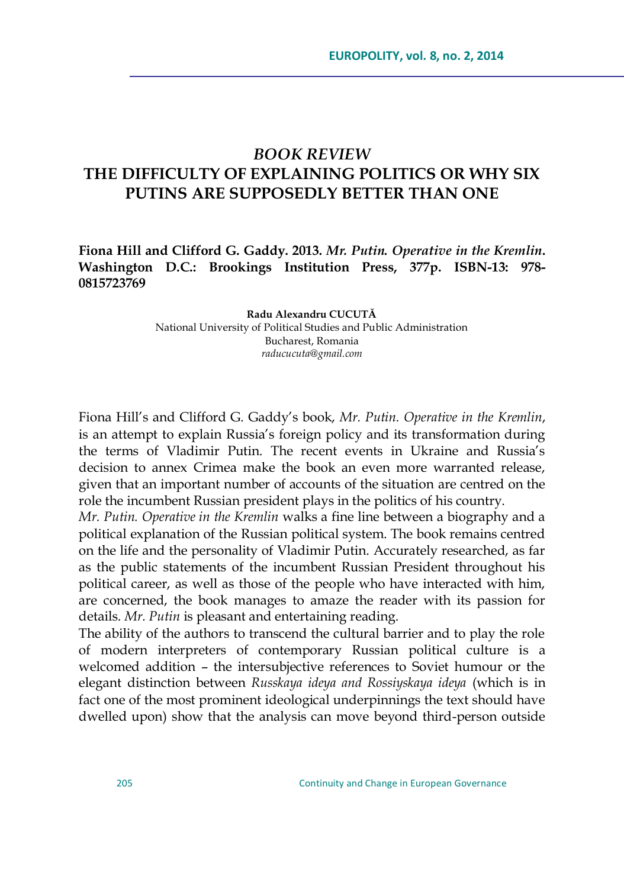# *BOOK REVIEW*
# THE DIFFICULTY OF EXPLAINING POLITICS OR WHY SIX PUTINS ARE SUPPOSEDLY BETTER THAN ONE

**Fiona Hill and Clifford G. Gaddy. 2013. *Mr. Putin. Operative in the Kremlin*. Washington D.C.: Brookings Institution Press, 377p. ISBN-13: 978-0815723769**

**Radu Alexandru CUCUTĂ**
National University of Political Studies and Public Administration
Bucharest, Romania
*raducucuta@gmail.com*

Fiona Hill's and Clifford G. Gaddy's book, *Mr. Putin. Operative in the Kremlin*, is an attempt to explain Russia's foreign policy and its transformation during the terms of Vladimir Putin. The recent events in Ukraine and Russia's decision to annex Crimea make the book an even more warranted release, given that an important number of accounts of the situation are centred on the role the incumbent Russian president plays in the politics of his country.

*Mr. Putin. Operative in the Kremlin* walks a fine line between a biography and a political explanation of the Russian political system. The book remains centred on the life and the personality of Vladimir Putin. Accurately researched, as far as the public statements of the incumbent Russian President throughout his political career, as well as those of the people who have interacted with him, are concerned, the book manages to amaze the reader with its passion for details. *Mr. Putin* is pleasant and entertaining reading.

The ability of the authors to transcend the cultural barrier and to play the role of modern interpreters of contemporary Russian political culture is a welcomed addition – the intersubjective references to Soviet humour or the elegant distinction between *Russkaya ideya and Rossiyskaya ideya* (which is in fact one of the most prominent ideological underpinnings the text should have dwelled upon) show that the analysis can move beyond third-person outside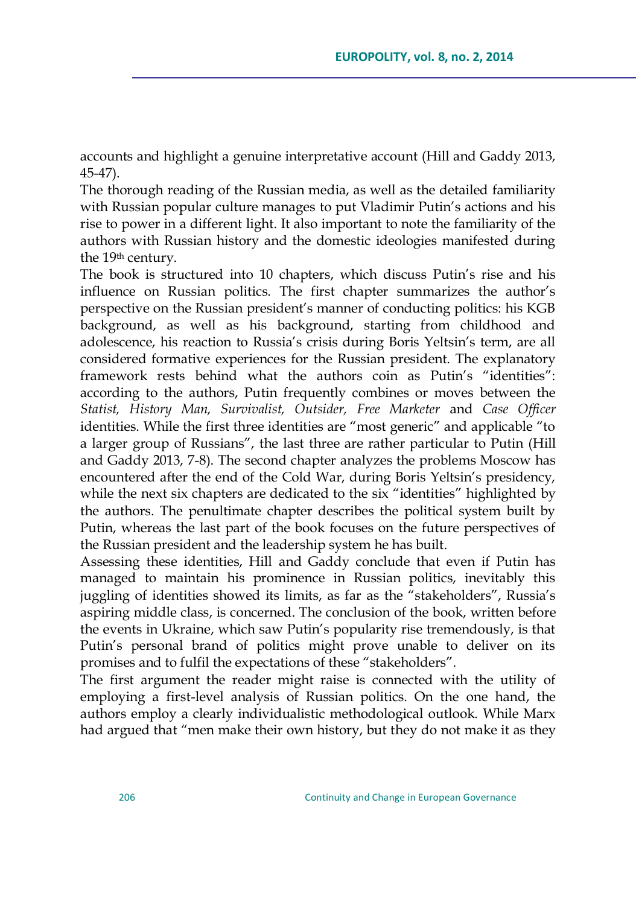accounts and highlight a genuine interpretative account (Hill and Gaddy 2013, 45-47).

The thorough reading of the Russian media, as well as the detailed familiarity with Russian popular culture manages to put Vladimir Putin's actions and his rise to power in a different light. It also important to note the familiarity of the authors with Russian history and the domestic ideologies manifested during the 19th century.

The book is structured into 10 chapters, which discuss Putin's rise and his influence on Russian politics. The first chapter summarizes the author's perspective on the Russian president's manner of conducting politics: his KGB background, as well as his background, starting from childhood and adolescence, his reaction to Russia's crisis during Boris Yeltsin's term, are all considered formative experiences for the Russian president. The explanatory framework rests behind what the authors coin as Putin's "identities": according to the authors, Putin frequently combines or moves between the *Statist, History Man, Survivalist, Outsider, Free Marketer* and *Case Officer* identities. While the first three identities are "most generic" and applicable "to a larger group of Russians", the last three are rather particular to Putin (Hill and Gaddy 2013, 7-8). The second chapter analyzes the problems Moscow has encountered after the end of the Cold War, during Boris Yeltsin's presidency, while the next six chapters are dedicated to the six "identities" highlighted by the authors. The penultimate chapter describes the political system built by Putin, whereas the last part of the book focuses on the future perspectives of the Russian president and the leadership system he has built.

Assessing these identities, Hill and Gaddy conclude that even if Putin has managed to maintain his prominence in Russian politics, inevitably this juggling of identities showed its limits, as far as the "stakeholders", Russia's aspiring middle class, is concerned. The conclusion of the book, written before the events in Ukraine, which saw Putin's popularity rise tremendously, is that Putin's personal brand of politics might prove unable to deliver on its promises and to fulfil the expectations of these "stakeholders".

The first argument the reader might raise is connected with the utility of employing a first-level analysis of Russian politics. On the one hand, the authors employ a clearly individualistic methodological outlook. While Marx had argued that "men make their own history, but they do not make it as they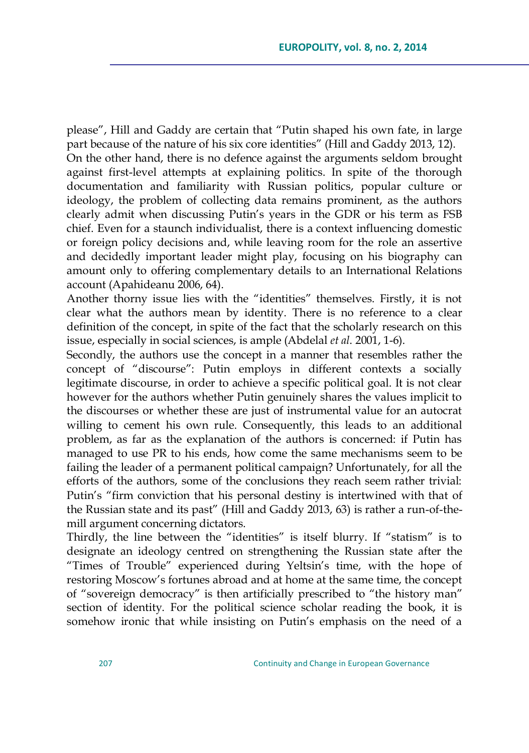please", Hill and Gaddy are certain that "Putin shaped his own fate, in large part because of the nature of his six core identities" (Hill and Gaddy 2013, 12).

On the other hand, there is no defence against the arguments seldom brought against first-level attempts at explaining politics. In spite of the thorough documentation and familiarity with Russian politics, popular culture or ideology, the problem of collecting data remains prominent, as the authors clearly admit when discussing Putin's years in the GDR or his term as FSB chief. Even for a staunch individualist, there is a context influencing domestic or foreign policy decisions and, while leaving room for the role an assertive and decidedly important leader might play, focusing on his biography can amount only to offering complementary details to an International Relations account (Apahideanu 2006, 64).

Another thorny issue lies with the "identities" themselves. Firstly, it is not clear what the authors mean by identity. There is no reference to a clear definition of the concept, in spite of the fact that the scholarly research on this issue, especially in social sciences, is ample (Abdelal *et al*. 2001, 1-6).

Secondly, the authors use the concept in a manner that resembles rather the concept of "discourse": Putin employs in different contexts a socially legitimate discourse, in order to achieve a specific political goal. It is not clear however for the authors whether Putin genuinely shares the values implicit to the discourses or whether these are just of instrumental value for an autocrat willing to cement his own rule. Consequently, this leads to an additional problem, as far as the explanation of the authors is concerned: if Putin has managed to use PR to his ends, how come the same mechanisms seem to be failing the leader of a permanent political campaign? Unfortunately, for all the efforts of the authors, some of the conclusions they reach seem rather trivial: Putin's "firm conviction that his personal destiny is intertwined with that of the Russian state and its past" (Hill and Gaddy 2013, 63) is rather a run-of-the-mill argument concerning dictators.

Thirdly, the line between the "identities" is itself blurry. If "statism" is to designate an ideology centred on strengthening the Russian state after the "Times of Trouble" experienced during Yeltsin's time, with the hope of restoring Moscow's fortunes abroad and at home at the same time, the concept of "sovereign democracy" is then artificially prescribed to "the history man" section of identity. For the political science scholar reading the book, it is somehow ironic that while insisting on Putin's emphasis on the need of a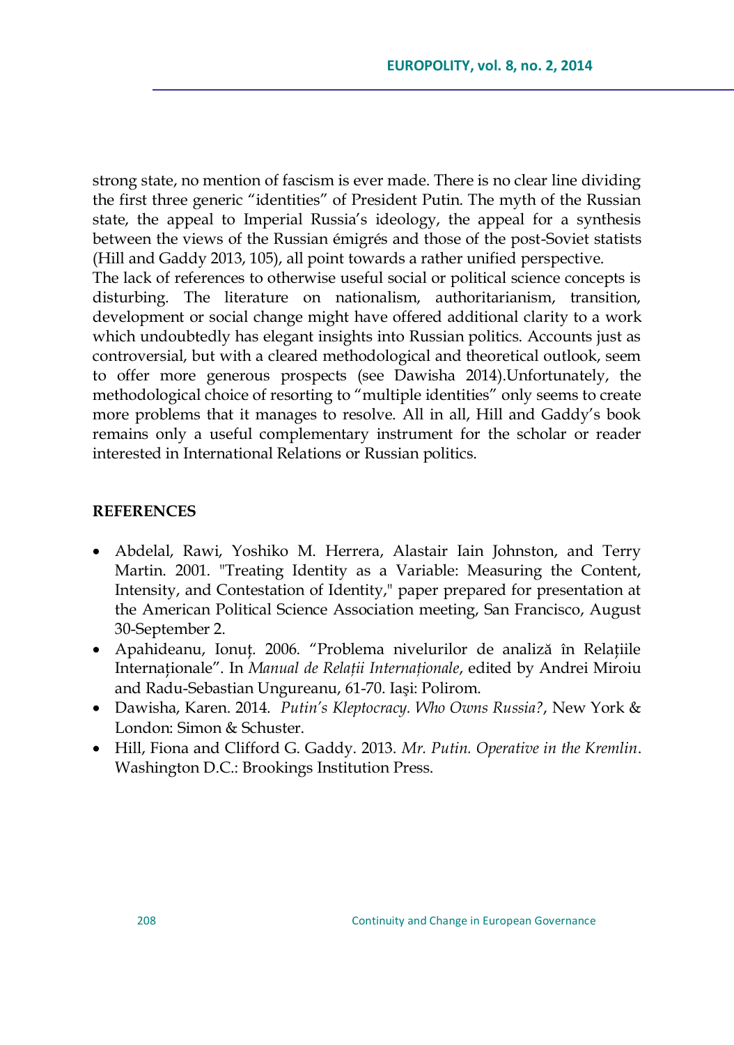strong state, no mention of fascism is ever made. There is no clear line dividing the first three generic "identities" of President Putin. The myth of the Russian state, the appeal to Imperial Russia's ideology, the appeal for a synthesis between the views of the Russian émigrés and those of the post-Soviet statists (Hill and Gaddy 2013, 105), all point towards a rather unified perspective.

The lack of references to otherwise useful social or political science concepts is disturbing. The literature on nationalism, authoritarianism, transition, development or social change might have offered additional clarity to a work which undoubtedly has elegant insights into Russian politics. Accounts just as controversial, but with a cleared methodological and theoretical outlook, seem to offer more generous prospects (see Dawisha 2014).Unfortunately, the methodological choice of resorting to "multiple identities" only seems to create more problems that it manages to resolve. All in all, Hill and Gaddy's book remains only a useful complementary instrument for the scholar or reader interested in International Relations or Russian politics.

## REFERENCES

- Abdelal, Rawi, Yoshiko M. Herrera, Alastair Iain Johnston, and Terry Martin. 2001. "Treating Identity as a Variable: Measuring the Content, Intensity, and Contestation of Identity," paper prepared for presentation at the American Political Science Association meeting, San Francisco, August 30-September 2.
- Apahideanu, Ionuț. 2006. "Problema nivelurilor de analiză în Relațiile Internaționale". In *Manual de Relații Internaționale*, edited by Andrei Miroiu and Radu-Sebastian Ungureanu, 61-70. Iaşi: Polirom.
- Dawisha, Karen. 2014. *Putin's Kleptocracy. Who Owns Russia?*, New York & London: Simon & Schuster.
- Hill, Fiona and Clifford G. Gaddy. 2013. *Mr. Putin. Operative in the Kremlin*. Washington D.C.: Brookings Institution Press.